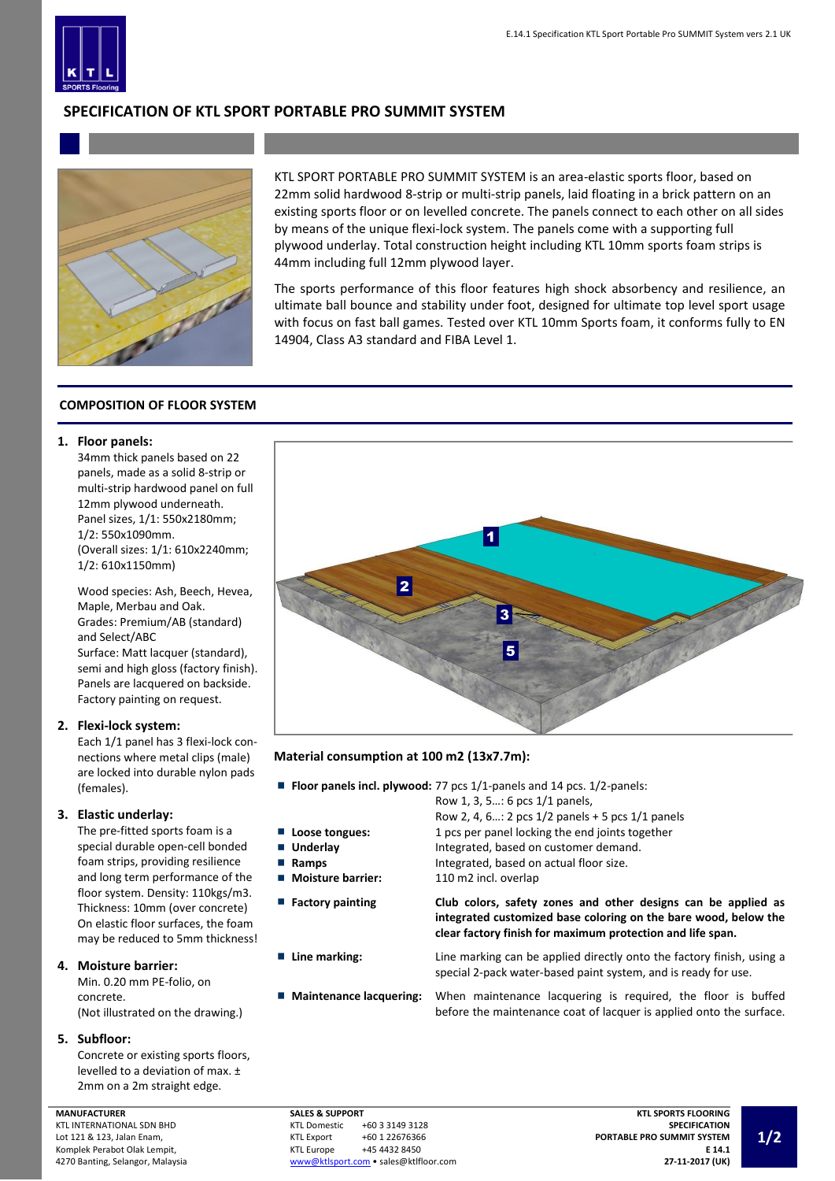# SPECIFICATION OF KTL SPORT PORTABLE PRO SUMMIT SYSTEM

KTL SPORT PORTABLE PRO SUMMIT SYSTEM is an area-elastic sports floor, based on 22mm solid hardwood 8-strip or multi-strip panels, laid floating in a brick pattern on an existing sports floor or on levelled concrete. The panels connect to each other on all sides by means of the unique flexi-lock system. The panels come with a supporting full plywood underlay. Total construction height including KTL 10mm sports foam strips is 44mm including full 12mm plywood layer.

The sports performance of this floor features high shock absorbency and resilience, an ultimate ball bounce and stability under foot, designed for ultimate top level sport usage with focus on fast ball games. Tested over KTL 10mm Sports foam, it conforms fully to EN 14904, Class A3 standard and FIBA Level 1.

## COMPOSITION OF FLOOR SYSTEM

1. **Floor panels:**
   34mm thick panels based on 22 panels, made as a solid 8-strip or multi-strip hardwood panel on full 12mm plywood underneath.
   Panel sizes, 1/1: 550x2180mm; 1/2: 550x1090mm.
   (Overall sizes: 1/1: 610x2240mm; 1/2: 610x1150mm)

   Wood species: Ash, Beech, Hevea, Maple, Merbau and Oak.
   Grades: Premium/AB (standard) and Select/ABC
   Surface: Matt lacquer (standard), semi and high gloss (factory finish).
   Panels are lacquered on backside.
   Factory painting on request.

2. **Flexi-lock system:**
   Each 1/1 panel has 3 flexi-lock connections where metal clips (male) are locked into durable nylon pads (females).

3. **Elastic underlay:**
   The pre-fitted sports foam is a special durable open-cell bonded foam strips, providing resilience and long term performance of the floor system. Density: 110kgs/m3.
   Thickness: 10mm (over concrete)
   On elastic floor surfaces, the foam may be reduced to 5mm thickness!

4. **Moisture barrier:**
   Min. 0.20 mm PE-folio, on concrete.
   (Not illustrated on the drawing.)

5. **Subfloor:**
   Concrete or existing sports floors, levelled to a deviation of max. ± 2mm on a 2m straight edge.

### Material consumption at 100 m2 (13x7.7m):

- **Floor panels incl. plywood:** 77 pcs 1/1-panels and 14 pcs. 1/2-panels:
  Row 1, 3, 5…: 6 pcs 1/1 panels,
  Row 2, 4, 6…: 2 pcs 1/2 panels + 5 pcs 1/1 panels
- **Loose tongues:** 1 pcs per panel locking the end joints together
- **Underlay** Integrated, based on customer demand.
- **Ramps** Integrated, based on actual floor size.
- **Moisture barrier:** 110 m2 incl. overlap
- **Factory painting** **Club colors, safety zones and other designs can be applied as integrated customized base coloring on the bare wood, below the clear factory finish for maximum protection and life span.**
- **Line marking:** Line marking can be applied directly onto the factory finish, using a special 2-pack water-based paint system, and is ready for use.
- **Maintenance lacquering:** When maintenance lacquering is required, the floor is buffed before the maintenance coat of lacquer is applied onto the surface.

**MANUFACTURER**
KTL INTERNATIONAL SDN BHD
Lot 121 & 123, Jalan Enam,
Komplek Perabot Olak Lempit,
4270 Banting, Selangor, Malaysia

**SALES & SUPPORT**

| | |
|---|---|
| KTL Domestic | +60 3 3149 3128 |
| KTL Export | +60 1 22676366 |
| KTL Europe | +45 4432 8450 |

www@ktlsport.com • sales@ktlfloor.com

**KTL SPORTS FLOORING SPECIFICATION PORTABLE PRO SUMMIT SYSTEM E 14.1 27-11-2017 (UK)**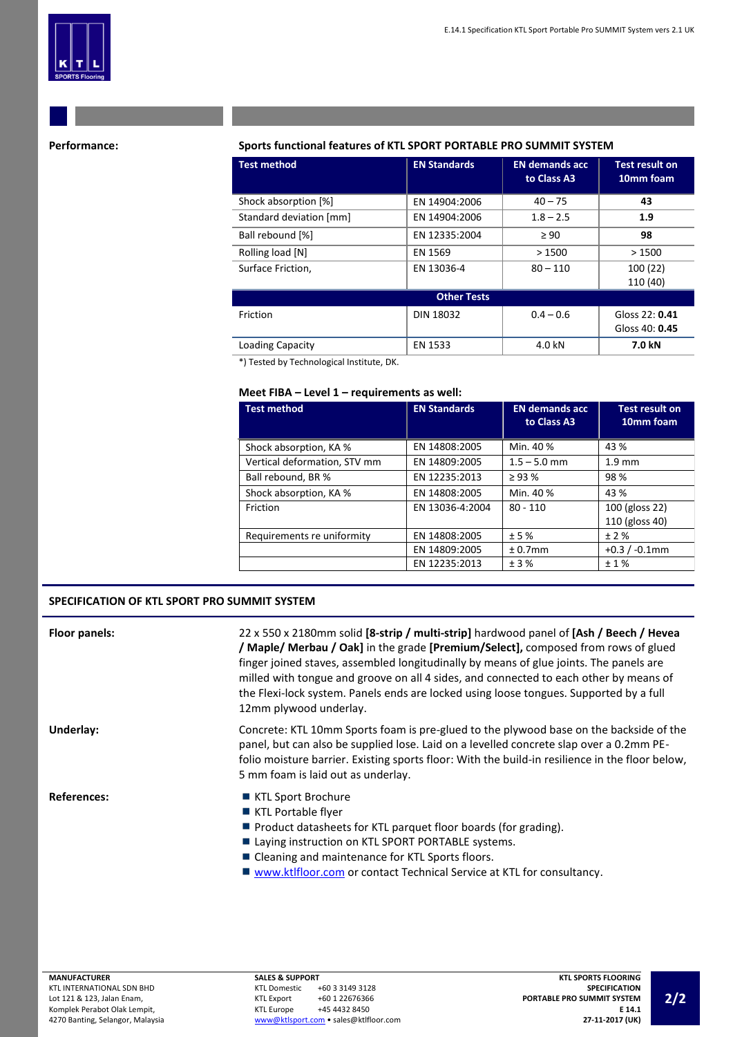**Performance:**

**Sports functional features of KTL SPORT PORTABLE PRO SUMMIT SYSTEM**

| Test method | EN Standards | EN demands acc to Class A3 | Test result on 10mm foam |
|---|---|---|---|
| Shock absorption [%] | EN 14904:2006 | 40 – 75 | **43** |
| Standard deviation [mm] | EN 14904:2006 | 1.8 – 2.5 | **1.9** |
| Ball rebound [%] | EN 12335:2004 | ≥ 90 | **98** |
| Rolling load [N] | EN 1569 | > 1500 | > 1500 |
| Surface Friction, | EN 13036-4 | 80 – 110 | 100 (22)<br>110 (40) |
| **Other Tests** | | | |
| Friction | DIN 18032 | 0.4 – 0.6 | Gloss 22: **0.41**<br>Gloss 40: **0.45** |
| Loading Capacity | EN 1533 | 4.0 kN | **7.0 kN** |

*) Tested by Technological Institute, DK.

**Meet FIBA – Level 1 – requirements as well:**

| Test method | EN Standards | EN demands acc to Class A3 | Test result on 10mm foam |
|---|---|---|---|
| Shock absorption, KA % | EN 14808:2005 | Min. 40 % | 43 % |
| Vertical deformation, STV mm | EN 14809:2005 | 1.5 – 5.0 mm | 1.9 mm |
| Ball rebound, BR % | EN 12235:2013 | ≥ 93 % | 98 % |
| Shock absorption, KA % | EN 14808:2005 | Min. 40 % | 43 % |
| Friction | EN 13036-4:2004 | 80 - 110 | 100 (gloss 22)<br>110 (gloss 40) |
| Requirements re uniformity | EN 14808:2005 | ± 5 % | ± 2 % |
| | EN 14809:2005 | ± 0.7mm | +0.3 / -0.1mm |
| | EN 12235:2013 | ± 3 % | ± 1 % |

## SPECIFICATION OF KTL SPORT PRO SUMMIT SYSTEM

**Floor panels:**

22 x 550 x 2180mm solid **[8-strip / multi-strip]** hardwood panel of **[Ash / Beech / Hevea / Maple/ Merbau / Oak]** in the grade **[Premium/Select],** composed from rows of glued finger joined staves, assembled longitudinally by means of glue joints. The panels are milled with tongue and groove on all 4 sides, and connected to each other by means of the Flexi-lock system. Panels ends are locked using loose tongues. Supported by a full 12mm plywood underlay.

**Underlay:**

Concrete: KTL 10mm Sports foam is pre-glued to the plywood base on the backside of the panel, but can also be supplied lose. Laid on a levelled concrete slap over a 0.2mm PE-folio moisture barrier. Existing sports floor: With the build-in resilience in the floor below, 5 mm foam is laid out as underlay.

**References:**

- KTL Sport Brochure
- KTL Portable flyer
- Product datasheets for KTL parquet floor boards (for grading).
- Laying instruction on KTL SPORT PORTABLE systems.
- Cleaning and maintenance for KTL Sports floors.
- www.ktlfloor.com or contact Technical Service at KTL for consultancy.

**MANUFACTURER**
KTL INTERNATIONAL SDN BHD
Lot 121 & 123, Jalan Enam,
Komplek Perabot Olak Lempit,
4270 Banting, Selangor, Malaysia

**SALES & SUPPORT**
KTL Domestic +60 3 3149 3128
KTL Export +60 1 22676366
KTL Europe +45 4432 8450
www@ktlsport.com • sales@ktlfloor.com

**KTL SPORTS FLOORING**
**SPECIFICATION**
**PORTABLE PRO SUMMIT SYSTEM**
**E 14.1**
**27-11-2017 (UK)**